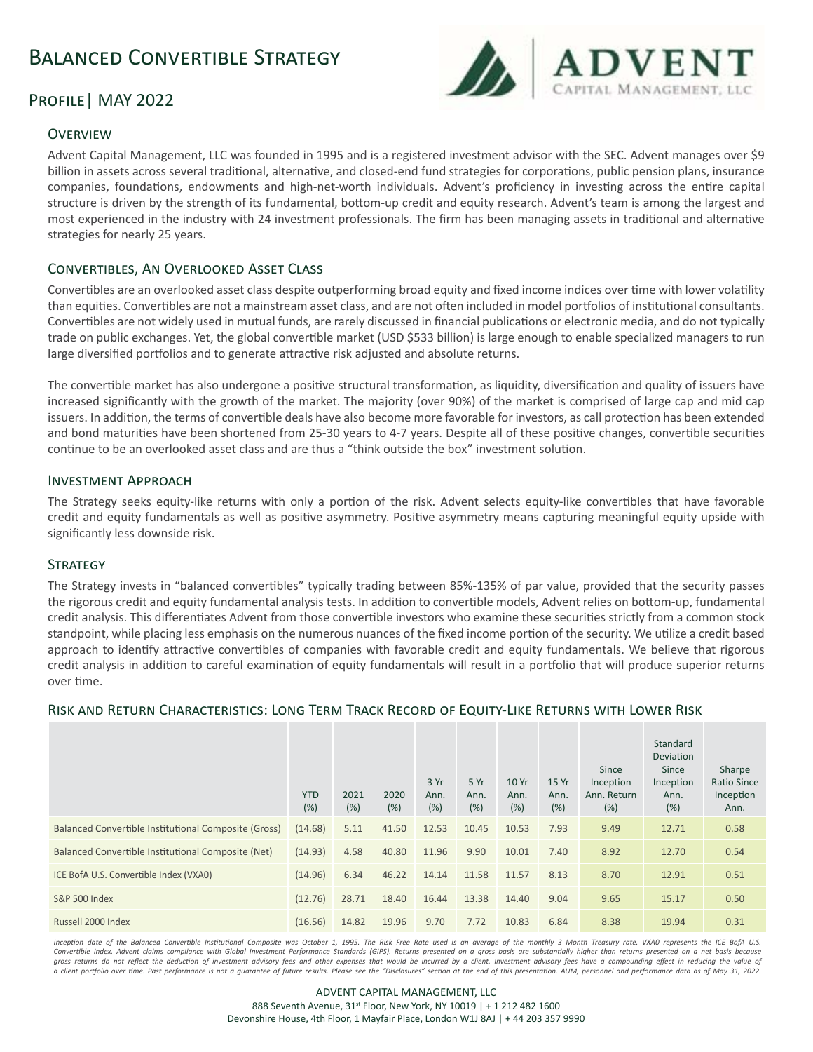# Balanced Convertible Strategy

## Profile | MAY 2022

ADVENT CAPITAL MANAGEMENT, LLC

### Overview

Advent Capital Management, LLC was founded in 1995 and is a registered investment advisor with the SEC. Advent manages over $9 billion in assets across several traditional, alternative, and closed-end fund strategies for corporations, public pension plans, insurance companies, foundations, endowments and high-net-worth individuals. Advent's proficiency in investing across the entire capital structure is driven by the strength of its fundamental, bottom-up credit and equity research. Advent's team is among the largest and most experienced in the industry with 24 investment professionals. The firm has been managing assets in traditional and alternative strategies for nearly 25 years.

### Convertibles, An Overlooked Asset Class

Convertibles are an overlooked asset class despite outperforming broad equity and fixed income indices over time with lower volatility than equities. Convertibles are not a mainstream asset class, and are not often included in model portfolios of institutional consultants. Convertibles are not widely used in mutual funds, are rarely discussed in financial publications or electronic media, and do not typically trade on public exchanges. Yet, the global convertible market (USD $533 billion) is large enough to enable specialized managers to run large diversified portfolios and to generate attractive risk adjusted and absolute returns.

The convertible market has also undergone a positive structural transformation, as liquidity, diversification and quality of issuers have increased significantly with the growth of the market. The majority (over 90%) of the market is comprised of large cap and mid cap issuers. In addition, the terms of convertible deals have also become more favorable for investors, as call protection has been extended and bond maturities have been shortened from 25-30 years to 4-7 years. Despite all of these positive changes, convertible securities continue to be an overlooked asset class and are thus a "think outside the box" investment solution.

### Investment Approach

The Strategy seeks equity-like returns with only a portion of the risk. Advent selects equity-like convertibles that have favorable credit and equity fundamentals as well as positive asymmetry. Positive asymmetry means capturing meaningful equity upside with significantly less downside risk.

### Strategy

The Strategy invests in "balanced convertibles" typically trading between 85%-135% of par value, provided that the security passes the rigorous credit and equity fundamental analysis tests. In addition to convertible models, Advent relies on bottom-up, fundamental credit analysis. This differentiates Advent from those convertible investors who examine these securities strictly from a common stock standpoint, while placing less emphasis on the numerous nuances of the fixed income portion of the security. We utilize a credit based approach to identify attractive convertibles of companies with favorable credit and equity fundamentals. We believe that rigorous credit analysis in addition to careful examination of equity fundamentals will result in a portfolio that will produce superior returns over time.

### Risk and Return Characteristics: Long Term Track Record of Equity-Like Returns with Lower Risk

| | YTD (%) | 2021 (%) | 2020 (%) | 3 Yr Ann. (%) | 5 Yr Ann. (%) | 10 Yr Ann. (%) | 15 Yr Ann. (%) | Since Inception Ann. Return (%) | Standard Deviation Since Inception Ann. (%) | Sharpe Ratio Since Inception Ann. |
|---|---|---|---|---|---|---|---|---|---|---|
| Balanced Convertible Institutional Composite (Gross) | (14.68) | 5.11 | 41.50 | 12.53 | 10.45 | 10.53 | 7.93 | 9.49 | 12.71 | 0.58 |
| Balanced Convertible Institutional Composite (Net) | (14.93) | 4.58 | 40.80 | 11.96 | 9.90 | 10.01 | 7.40 | 8.92 | 12.70 | 0.54 |
| ICE BofA U.S. Convertible Index (VXA0) | (14.96) | 6.34 | 46.22 | 14.14 | 11.58 | 11.57 | 8.13 | 8.70 | 12.91 | 0.51 |
| S&P 500 Index | (12.76) | 28.71 | 18.40 | 16.44 | 13.38 | 14.40 | 9.04 | 9.65 | 15.17 | 0.50 |
| Russell 2000 Index | (16.56) | 14.82 | 19.96 | 9.70 | 7.72 | 10.83 | 6.84 | 8.38 | 19.94 | 0.31 |

*Inception date of the Balanced Convertible Institutional Composite was October 1, 1995. The Risk Free Rate used is an average of the monthly 3 Month Treasury rate. VXA0 represents the ICE BofA U.S. Convertible Index. Advent claims compliance with Global Investment Performance Standards (GIPS). Returns presented on a gross basis are substantially higher than returns presented on a net basis because gross returns do not reflect the deduction of investment advisory fees and other expenses that would be incurred by a client. Investment advisory fees have a compounding effect in reducing the value of a client portfolio over time. Past performance is not a guarantee of future results. Please see the "Disclosures" section at the end of this presentation. AUM, personnel and performance data as of May 31, 2022.*

ADVENT CAPITAL MANAGEMENT, LLC
888 Seventh Avenue, 31st Floor, New York, NY 10019 | + 1 212 482 1600
Devonshire House, 4th Floor, 1 Mayfair Place, London W1J 8AJ | + 44 203 357 9990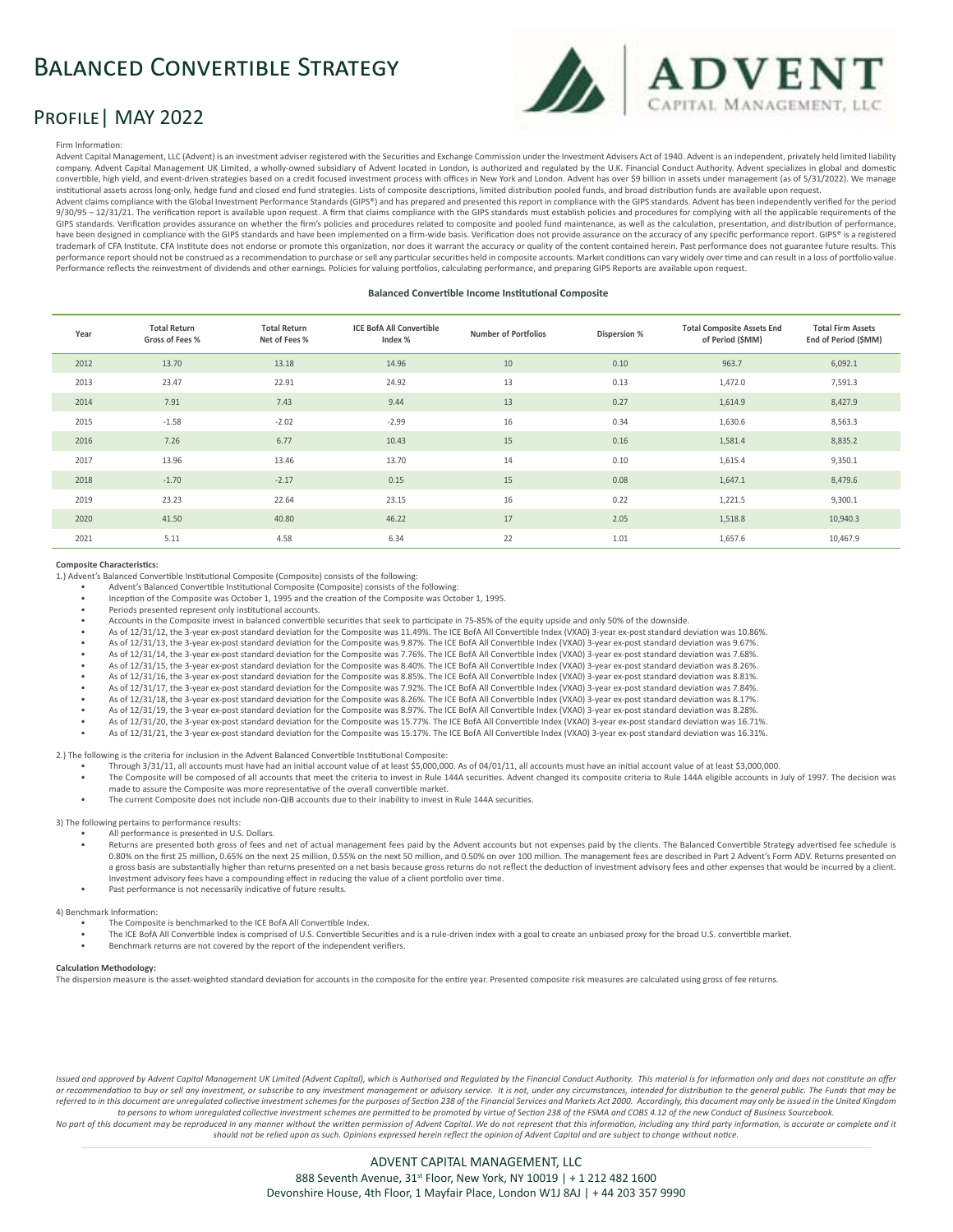# Balanced Convertible Strategy

## Profile | MAY 2022

Firm Information:

Advent Capital Management, LLC (Advent) is an investment adviser registered with the Securities and Exchange Commission under the Investment Advisers Act of 1940. Advent is an independent, privately held limited liability company. Advent Capital Management UK Limited, a wholly-owned subsidiary of Advent located in London, is authorized and regulated by the U.K. Financial Conduct Authority. Advent specializes in global and domestic convertible, high yield, and event-driven strategies based on a credit focused investment process with offices in New York and London. Advent has over $9 billion in assets under management (as of 5/31/2022). We manage institutional assets across long-only, hedge fund and closed end fund strategies. Lists of composite descriptions, limited distribution pooled funds, and broad distribution funds are available upon request.

Advent claims compliance with the Global Investment Performance Standards (GIPS®) and has prepared and presented this report in compliance with the GIPS standards. Advent has been independently verified for the period 9/30/95 – 12/31/21. The verification report is available upon request. A firm that claims compliance with the GIPS standards must establish policies and procedures for complying with all the applicable requirements of the GIPS standards. Verification provides assurance on whether the firm's policies and procedures related to composite and pooled fund maintenance, as well as the calculation, presentation, and distribution of performance, have been designed in compliance with the GIPS standards and have been implemented on a firm-wide basis. Verification does not provide assurance on the accuracy of any specific performance report. GIPS® is a registered trademark of CFA Institute. CFA Institute does not endorse or promote this organization, nor does it warrant the accuracy or quality of the content contained herein. Past performance does not guarantee future results. This performance report should not be construed as a recommendation to purchase or sell any particular securities held in composite accounts. Market conditions can vary widely over time and can result in a loss of portfolio value. Performance reflects the reinvestment of dividends and other earnings. Policies for valuing portfolios, calculating performance, and preparing GIPS Reports are available upon request.

**Balanced Convertible Income Institutional Composite**

| Year | Total Return Gross of Fees % | Total Return Net of Fees % | ICE BofA All Convertible Index % | Number of Portfolios | Dispersion % | Total Composite Assets End of Period ($MM) | Total Firm Assets End of Period ($MM) |
|---|---|---|---|---|---|---|---|
| 2012 | 13.70 | 13.18 | 14.96 | 10 | 0.10 | 963.7 | 6,092.1 |
| 2013 | 23.47 | 22.91 | 24.92 | 13 | 0.13 | 1,472.0 | 7,591.3 |
| 2014 | 7.91 | 7.43 | 9.44 | 13 | 0.27 | 1,614.9 | 8,427.9 |
| 2015 | -1.58 | -2.02 | -2.99 | 16 | 0.34 | 1,630.6 | 8,563.3 |
| 2016 | 7.26 | 6.77 | 10.43 | 15 | 0.16 | 1,581.4 | 8,835.2 |
| 2017 | 13.96 | 13.46 | 13.70 | 14 | 0.10 | 1,615.4 | 9,350.1 |
| 2018 | -1.70 | -2.17 | 0.15 | 15 | 0.08 | 1,647.1 | 8,479.6 |
| 2019 | 23.23 | 22.64 | 23.15 | 16 | 0.22 | 1,221.5 | 9,300.1 |
| 2020 | 41.50 | 40.80 | 46.22 | 17 | 2.05 | 1,518.8 | 10,940.3 |
| 2021 | 5.11 | 4.58 | 6.34 | 22 | 1.01 | 1,657.6 | 10,467.9 |

**Composite Characteristics:**

1.) Advent's Balanced Convertible Institutional Composite (Composite) consists of the following:

- Advent's Balanced Convertible Institutional Composite (Composite) consists of the following:
- Inception of the Composite was October 1, 1995 and the creation of the Composite was October 1, 1995.
- Periods presented represent only institutional accounts.
- Accounts in the Composite invest in balanced convertible securities that seek to participate in 75-85% of the equity upside and only 50% of the downside.
- As of 12/31/12, the 3-year ex-post standard deviation for the Composite was 11.49%. The ICE BofA All Convertible Index (VXA0) 3-year ex-post standard deviation was 10.86%.
- As of 12/31/13, the 3-year ex-post standard deviation for the Composite was 9.87%. The ICE BofA All Convertible Index (VXA0) 3-year ex-post standard deviation was 9.67%.
- As of 12/31/14, the 3-year ex-post standard deviation for the Composite was 7.76%. The ICE BofA All Convertible Index (VXA0) 3-year ex-post standard deviation was 7.68%.
- As of 12/31/15, the 3-year ex-post standard deviation for the Composite was 8.40%. The ICE BofA All Convertible Index (VXA0) 3-year ex-post standard deviation was 8.26%.
- As of 12/31/16, the 3-year ex-post standard deviation for the Composite was 8.85%. The ICE BofA All Convertible Index (VXA0) 3-year ex-post standard deviation was 8.81%.
- As of 12/31/17, the 3-year ex-post standard deviation for the Composite was 7.92%. The ICE BofA All Convertible Index (VXA0) 3-year ex-post standard deviation was 7.84%.
- As of 12/31/18, the 3-year ex-post standard deviation for the Composite was 8.26%. The ICE BofA All Convertible Index (VXA0) 3-year ex-post standard deviation was 8.17%.
- As of 12/31/19, the 3-year ex-post standard deviation for the Composite was 8.97%. The ICE BofA All Convertible Index (VXA0) 3-year ex-post standard deviation was 8.28%.
- As of 12/31/20, the 3-year ex-post standard deviation for the Composite was 15.77%. The ICE BofA All Convertible Index (VXA0) 3-year ex-post standard deviation was 16.71%.
- As of 12/31/21, the 3-year ex-post standard deviation for the Composite was 15.17%. The ICE BofA All Convertible Index (VXA0) 3-year ex-post standard deviation was 16.31%.

2.) The following is the criteria for inclusion in the Advent Balanced Convertible Institutional Composite:

- Through 3/31/11, all accounts must have had an initial account value of at least $5,000,000. As of 04/01/11, all accounts must have an initial account value of at least $3,000,000.
- The Composite will be composed of all accounts that meet the criteria to invest in Rule 144A securities. Advent changed its composite criteria to Rule 144A eligible accounts in July of 1997. The decision was made to assure the Composite was more representative of the overall convertible market.
- The current Composite does not include non-QIB accounts due to their inability to invest in Rule 144A securities.

3) The following pertains to performance results:

- All performance is presented in U.S. Dollars.
- Returns are presented both gross of fees and net of actual management fees paid by the Advent accounts but not expenses paid by the clients. The Balanced Convertible Strategy advertised fee schedule is 0.80% on the first 25 million, 0.65% on the next 25 million, 0.55% on the next 50 million, and 0.50% on over 100 million. The management fees are described in Part 2 Advent's Form ADV. Returns presented on a gross basis are substantially higher than returns presented on a net basis because gross returns do not reflect the deduction of investment advisory fees and other expenses that would be incurred by a client. Investment advisory fees have a compounding effect in reducing the value of a client portfolio over time.
- Past performance is not necessarily indicative of future results.

4) Benchmark Information:

- The Composite is benchmarked to the ICE BofA All Convertible Index.
- The ICE BofA All Convertible Index is comprised of U.S. Convertible Securities and is a rule-driven index with a goal to create an unbiased proxy for the broad U.S. convertible market.
- Benchmark returns are not covered by the report of the independent verifiers.

**Calculation Methodology:**

The dispersion measure is the asset-weighted standard deviation for accounts in the composite for the entire year. Presented composite risk measures are calculated using gross of fee returns.

*Issued and approved by Advent Capital Management UK Limited (Advent Capital), which is Authorised and Regulated by the Financial Conduct Authority. This material is for information only and does not constitute an offer or recommendation to buy or sell any investment, or subscribe to any investment management or advisory service. It is not, under any circumstances, intended for distribution to the general public. The Funds that may be referred to in this document are unregulated collective investment schemes for the purposes of Section 238 of the Financial Services and Markets Act 2000. Accordingly, this document may only be issued in the United Kingdom to persons to whom unregulated collective investment schemes are permitted to be promoted by virtue of Section 238 of the FSMA and COBS 4.12 of the new Conduct of Business Sourcebook.*

*No part of this document may be reproduced in any manner without the written permission of Advent Capital. We do not represent that this information, including any third party information, is accurate or complete and it should not be relied upon as such. Opinions expressed herein reflect the opinion of Advent Capital and are subject to change without notice.*

ADVENT CAPITAL MANAGEMENT, LLC

888 Seventh Avenue, 31st Floor, New York, NY 10019 | + 1 212 482 1600

Devonshire House, 4th Floor, 1 Mayfair Place, London W1J 8AJ | + 44 203 357 9990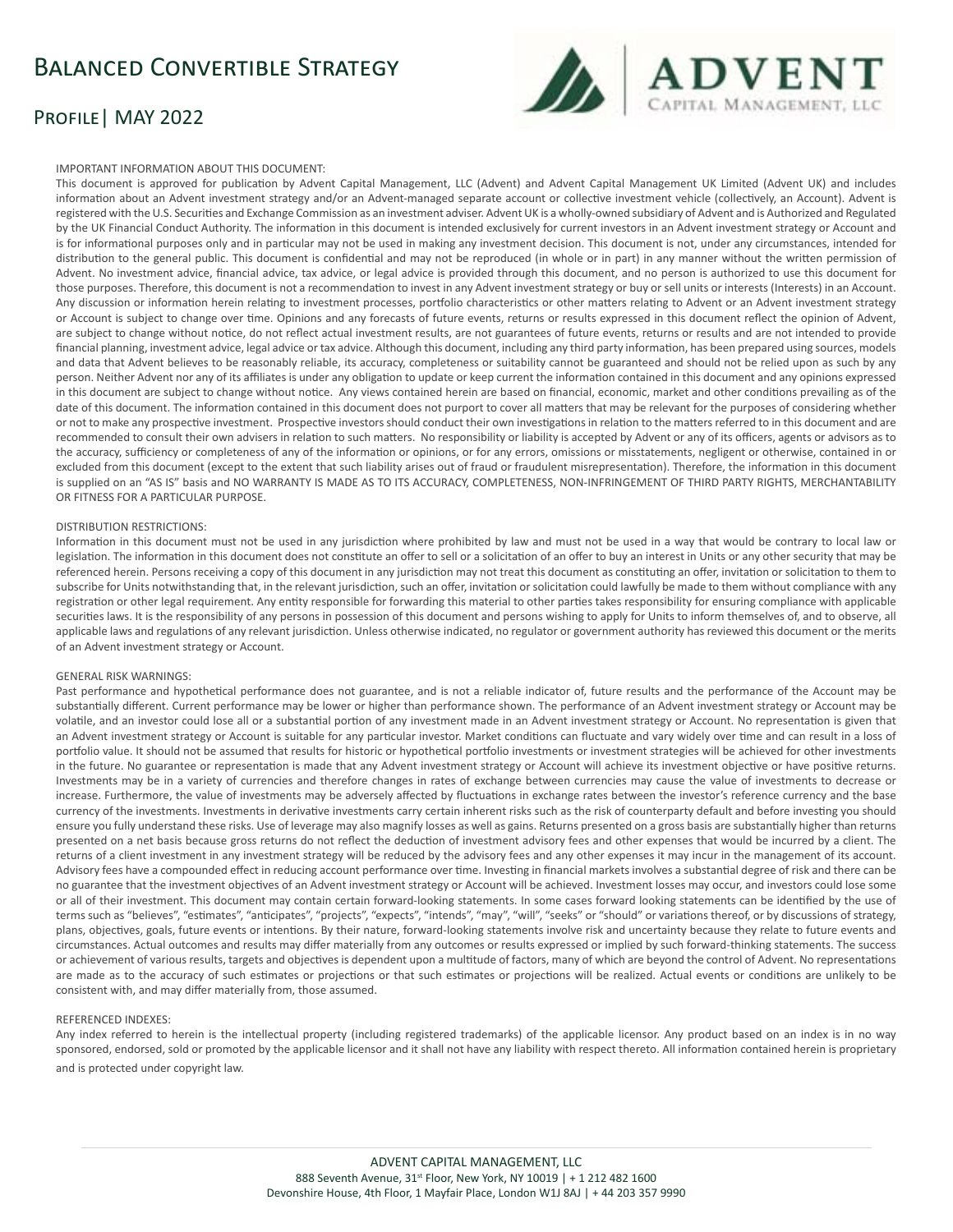# Balanced Convertible Strategy

## Profile | MAY 2022

ADVENT CAPITAL MANAGEMENT, LLC

IMPORTANT INFORMATION ABOUT THIS DOCUMENT:

This document is approved for publication by Advent Capital Management, LLC (Advent) and Advent Capital Management UK Limited (Advent UK) and includes information about an Advent investment strategy and/or an Advent-managed separate account or collective investment vehicle (collectively, an Account). Advent is registered with the U.S. Securities and Exchange Commission as an investment adviser. Advent UK is a wholly-owned subsidiary of Advent and is Authorized and Regulated by the UK Financial Conduct Authority. The information in this document is intended exclusively for current investors in an Advent investment strategy or Account and is for informational purposes only and in particular may not be used in making any investment decision. This document is not, under any circumstances, intended for distribution to the general public. This document is confidential and may not be reproduced (in whole or in part) in any manner without the written permission of Advent. No investment advice, financial advice, tax advice, or legal advice is provided through this document, and no person is authorized to use this document for those purposes. Therefore, this document is not a recommendation to invest in any Advent investment strategy or buy or sell units or interests (Interests) in an Account. Any discussion or information herein relating to investment processes, portfolio characteristics or other matters relating to Advent or an Advent investment strategy or Account is subject to change over time. Opinions and any forecasts of future events, returns or results expressed in this document reflect the opinion of Advent, are subject to change without notice, do not reflect actual investment results, are not guarantees of future events, returns or results and are not intended to provide financial planning, investment advice, legal advice or tax advice. Although this document, including any third party information, has been prepared using sources, models and data that Advent believes to be reasonably reliable, its accuracy, completeness or suitability cannot be guaranteed and should not be relied upon as such by any person. Neither Advent nor any of its affiliates is under any obligation to update or keep current the information contained in this document and any opinions expressed in this document are subject to change without notice. Any views contained herein are based on financial, economic, market and other conditions prevailing as of the date of this document. The information contained in this document does not purport to cover all matters that may be relevant for the purposes of considering whether or not to make any prospective investment. Prospective investors should conduct their own investigations in relation to the matters referred to in this document and are recommended to consult their own advisers in relation to such matters. No responsibility or liability is accepted by Advent or any of its officers, agents or advisors as to the accuracy, sufficiency or completeness of any of the information or opinions, or for any errors, omissions or misstatements, negligent or otherwise, contained in or excluded from this document (except to the extent that such liability arises out of fraud or fraudulent misrepresentation). Therefore, the information in this document is supplied on an "AS IS" basis and NO WARRANTY IS MADE AS TO ITS ACCURACY, COMPLETENESS, NON-INFRINGEMENT OF THIRD PARTY RIGHTS, MERCHANTABILITY OR FITNESS FOR A PARTICULAR PURPOSE.

DISTRIBUTION RESTRICTIONS:

Information in this document must not be used in any jurisdiction where prohibited by law and must not be used in a way that would be contrary to local law or legislation. The information in this document does not constitute an offer to sell or a solicitation of an offer to buy an interest in Units or any other security that may be referenced herein. Persons receiving a copy of this document in any jurisdiction may not treat this document as constituting an offer, invitation or solicitation to them to subscribe for Units notwithstanding that, in the relevant jurisdiction, such an offer, invitation or solicitation could lawfully be made to them without compliance with any registration or other legal requirement. Any entity responsible for forwarding this material to other parties takes responsibility for ensuring compliance with applicable securities laws. It is the responsibility of any persons in possession of this document and persons wishing to apply for Units to inform themselves of, and to observe, all applicable laws and regulations of any relevant jurisdiction. Unless otherwise indicated, no regulator or government authority has reviewed this document or the merits of an Advent investment strategy or Account.

GENERAL RISK WARNINGS:

Past performance and hypothetical performance does not guarantee, and is not a reliable indicator of, future results and the performance of the Account may be substantially different. Current performance may be lower or higher than performance shown. The performance of an Advent investment strategy or Account may be volatile, and an investor could lose all or a substantial portion of any investment made in an Advent investment strategy or Account. No representation is given that an Advent investment strategy or Account is suitable for any particular investor. Market conditions can fluctuate and vary widely over time and can result in a loss of portfolio value. It should not be assumed that results for historic or hypothetical portfolio investments or investment strategies will be achieved for other investments in the future. No guarantee or representation is made that any Advent investment strategy or Account will achieve its investment objective or have positive returns. Investments may be in a variety of currencies and therefore changes in rates of exchange between currencies may cause the value of investments to decrease or increase. Furthermore, the value of investments may be adversely affected by fluctuations in exchange rates between the investor's reference currency and the base currency of the investments. Investments in derivative investments carry certain inherent risks such as the risk of counterparty default and before investing you should ensure you fully understand these risks. Use of leverage may also magnify losses as well as gains. Returns presented on a gross basis are substantially higher than returns presented on a net basis because gross returns do not reflect the deduction of investment advisory fees and other expenses that would be incurred by a client. The returns of a client investment in any investment strategy will be reduced by the advisory fees and any other expenses it may incur in the management of its account. Advisory fees have a compounded effect in reducing account performance over time. Investing in financial markets involves a substantial degree of risk and there can be no guarantee that the investment objectives of an Advent investment strategy or Account will be achieved. Investment losses may occur, and investors could lose some or all of their investment. This document may contain certain forward-looking statements. In some cases forward looking statements can be identified by the use of terms such as "believes", "estimates", "anticipates", "projects", "expects", "intends", "may", "will", "seeks" or "should" or variations thereof, or by discussions of strategy, plans, objectives, goals, future events or intentions. By their nature, forward-looking statements involve risk and uncertainty because they relate to future events and circumstances. Actual outcomes and results may differ materially from any outcomes or results expressed or implied by such forward-thinking statements. The success or achievement of various results, targets and objectives is dependent upon a multitude of factors, many of which are beyond the control of Advent. No representations are made as to the accuracy of such estimates or projections or that such estimates or projections will be realized. Actual events or conditions are unlikely to be consistent with, and may differ materially from, those assumed.

REFERENCED INDEXES:

Any index referred to herein is the intellectual property (including registered trademarks) of the applicable licensor. Any product based on an index is in no way sponsored, endorsed, sold or promoted by the applicable licensor and it shall not have any liability with respect thereto. All information contained herein is proprietary and is protected under copyright law.

ADVENT CAPITAL MANAGEMENT, LLC
888 Seventh Avenue, 31st Floor, New York, NY 10019 | + 1 212 482 1600
Devonshire House, 4th Floor, 1 Mayfair Place, London W1J 8AJ | + 44 203 357 9990